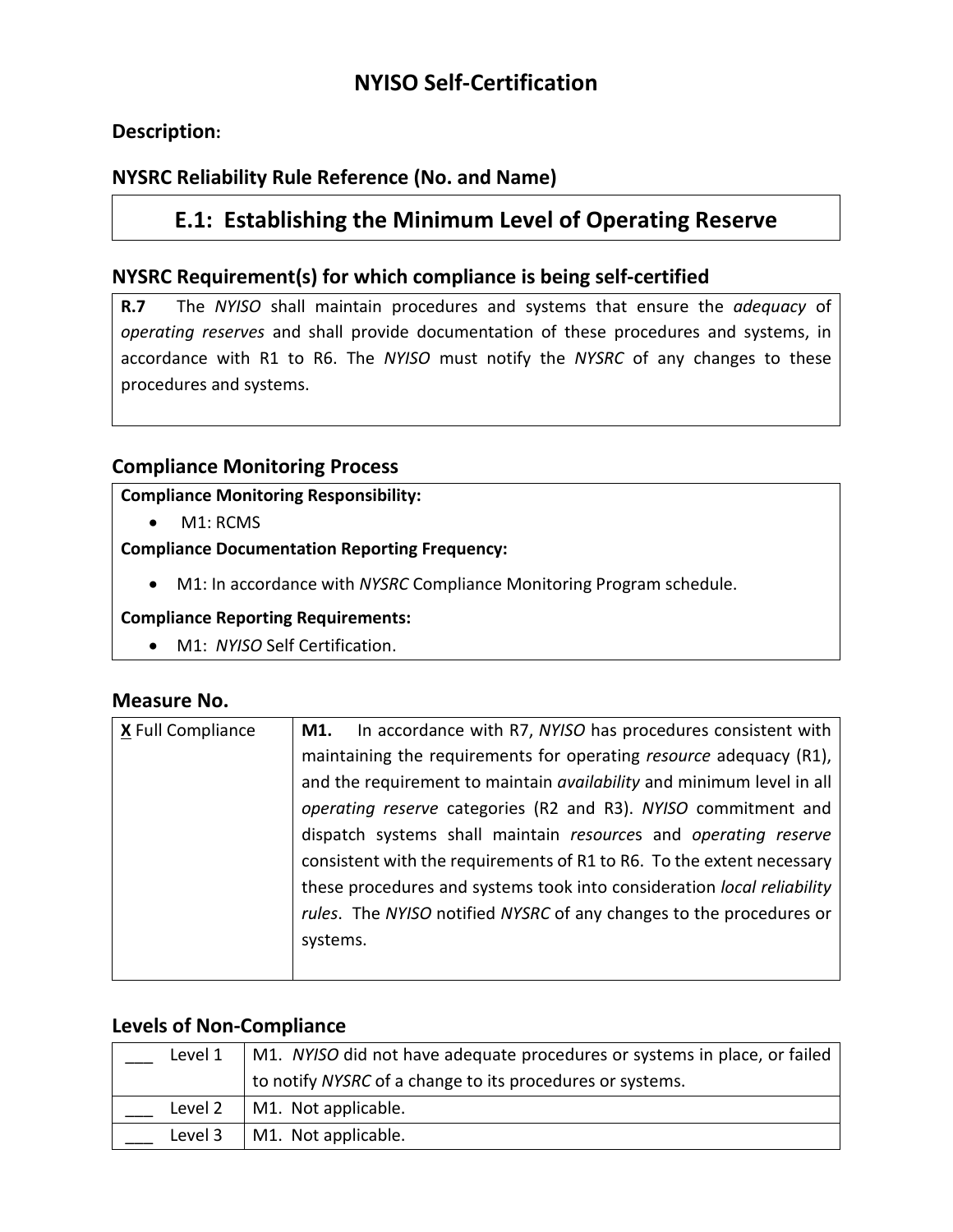# NYISO Self-Certification

## Description:

## NYSRC Reliability Rule Reference (No. and Name)

| E.1: Establishing the Minimum Level of Operating Reserve |
|---|

## NYSRC Requirement(s) for which compliance is being self-certified

| **R.7** The *NYISO* shall maintain procedures and systems that ensure the *adequacy* of *operating reserves* and shall provide documentation of these procedures and systems, in accordance with R1 to R6. The *NYISO* must notify the *NYSRC* of any changes to these procedures and systems. |
|---|

## Compliance Monitoring Process

**Compliance Monitoring Responsibility:**

- M1: RCMS

**Compliance Documentation Reporting Frequency:**

- M1: In accordance with *NYSRC* Compliance Monitoring Program schedule.

**Compliance Reporting Requirements:**

- M1: *NYISO* Self Certification.

## Measure No.

| | |
|---|---|
| **X** Full Compliance | **M1.** In accordance with R7, *NYISO* has procedures consistent with maintaining the requirements for operating *resource* adequacy (R1), and the requirement to maintain *availability* and minimum level in all *operating reserve* categories (R2 and R3). *NYISO* commitment and dispatch systems shall maintain *resource*s and *operating reserve* consistent with the requirements of R1 to R6. To the extent necessary these procedures and systems took into consideration *local reliability rules*. The *NYISO* notified *NYSRC* of any changes to the procedures or systems. |

## Levels of Non-Compliance

| | |
|---|---|
| ___ Level 1 | M1. *NYISO* did not have adequate procedures or systems in place, or failed to notify *NYSRC* of a change to its procedures or systems. |
| ___ Level 2 | M1. Not applicable. |
| ___ Level 3 | M1. Not applicable. |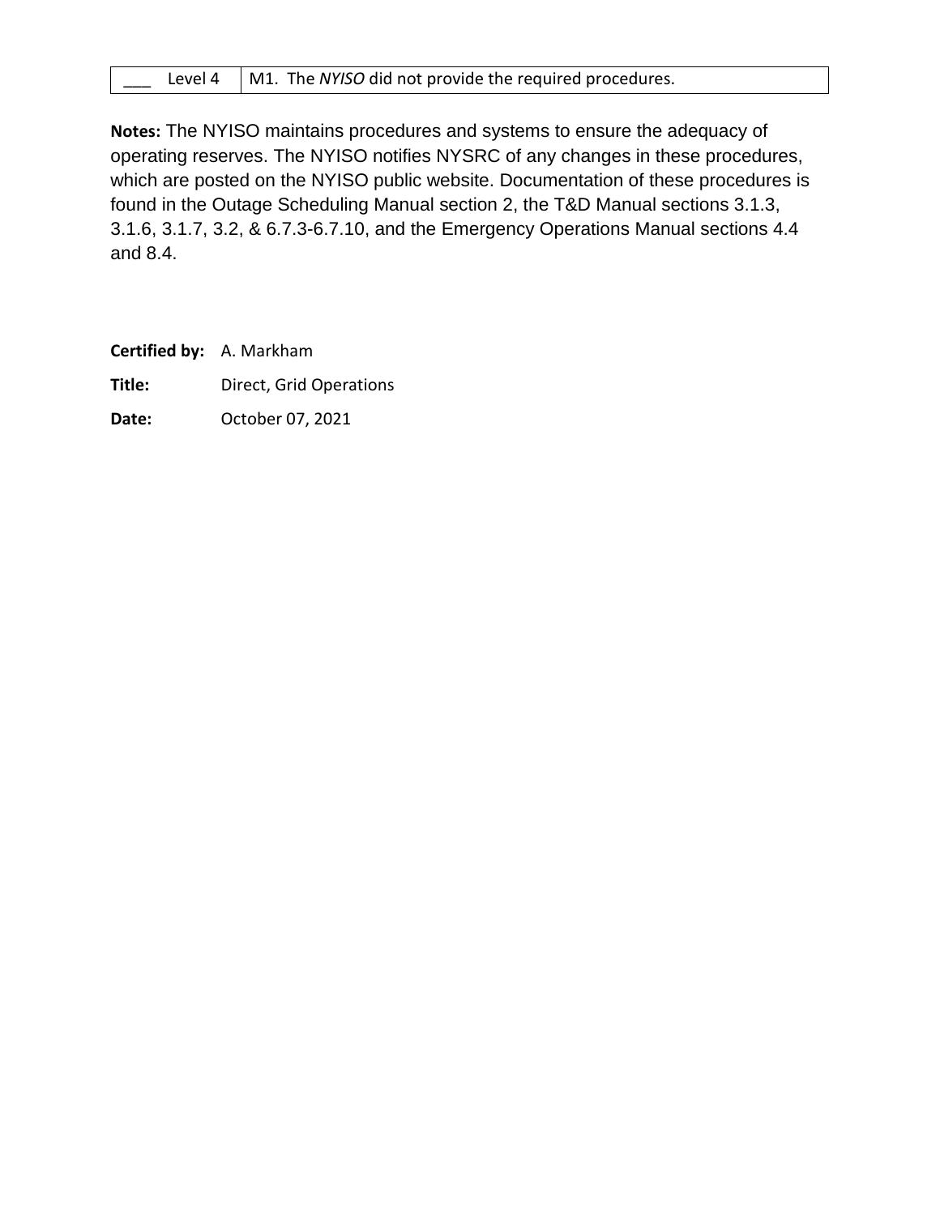| | | |
|---|---|---|
| ___ | Level 4 | M1. The *NYISO* did not provide the required procedures. |

**Notes:** The NYISO maintains procedures and systems to ensure the adequacy of operating reserves. The NYISO notifies NYSRC of any changes in these procedures, which are posted on the NYISO public website. Documentation of these procedures is found in the Outage Scheduling Manual section 2, the T&D Manual sections 3.1.3, 3.1.6, 3.1.7, 3.2, & 6.7.3-6.7.10, and the Emergency Operations Manual sections 4.4 and 8.4.

**Certified by:** A. Markham

**Title:** Direct, Grid Operations

**Date:** October 07, 2021